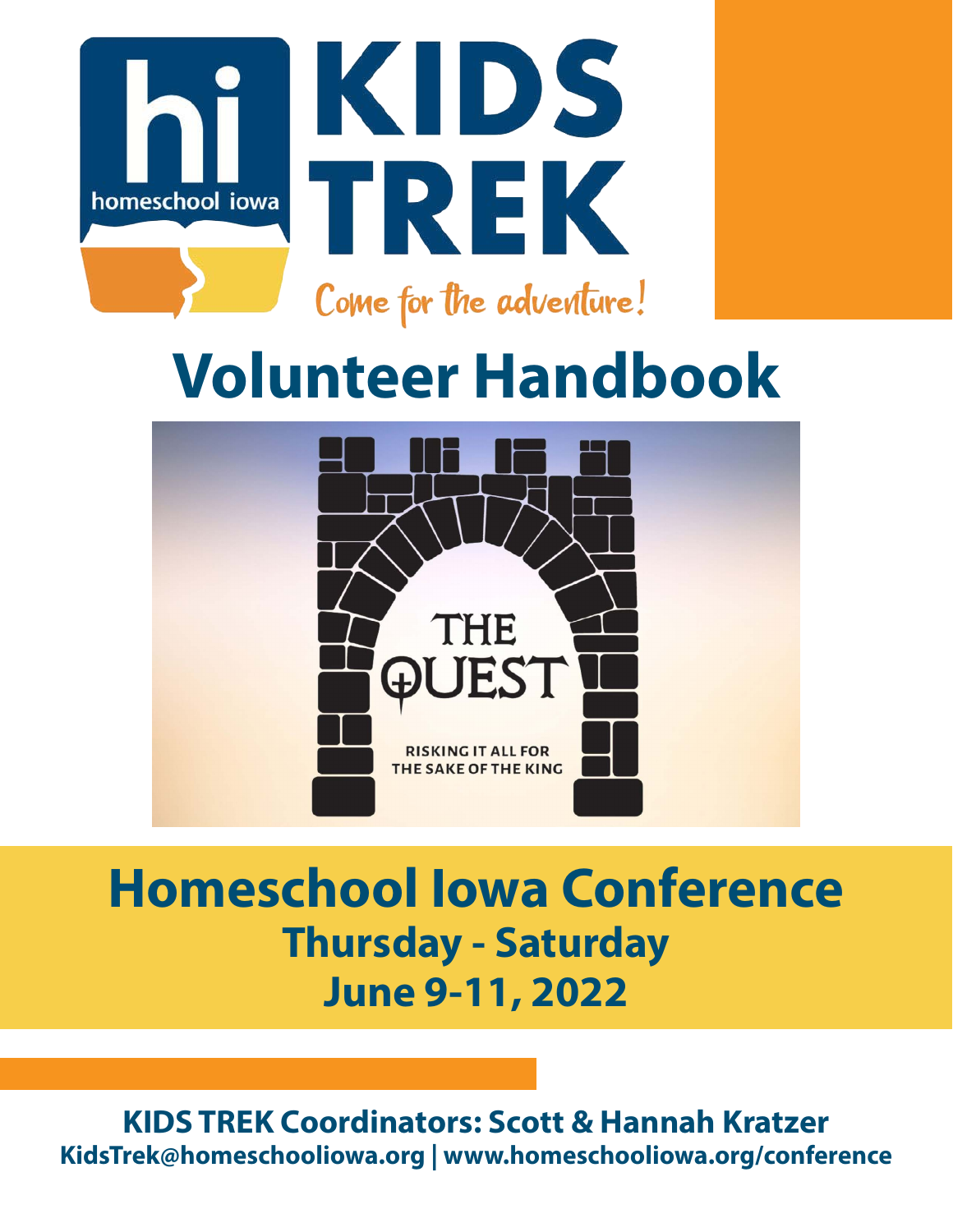hi

homeschool iowa

# KIDS TREK

*Come for the adventure!*

# Volunteer Handbook

THE QUEST

RISKING IT ALL FOR THE SAKE OF THE KING

## Homeschool Iowa Conference

### Thursday - Saturday

### June 9-11, 2022

**KIDS TREK Coordinators: Scott & Hannah Kratzer**

**KidsTrek@homeschooliowa.org | www.homeschooliowa.org/conference**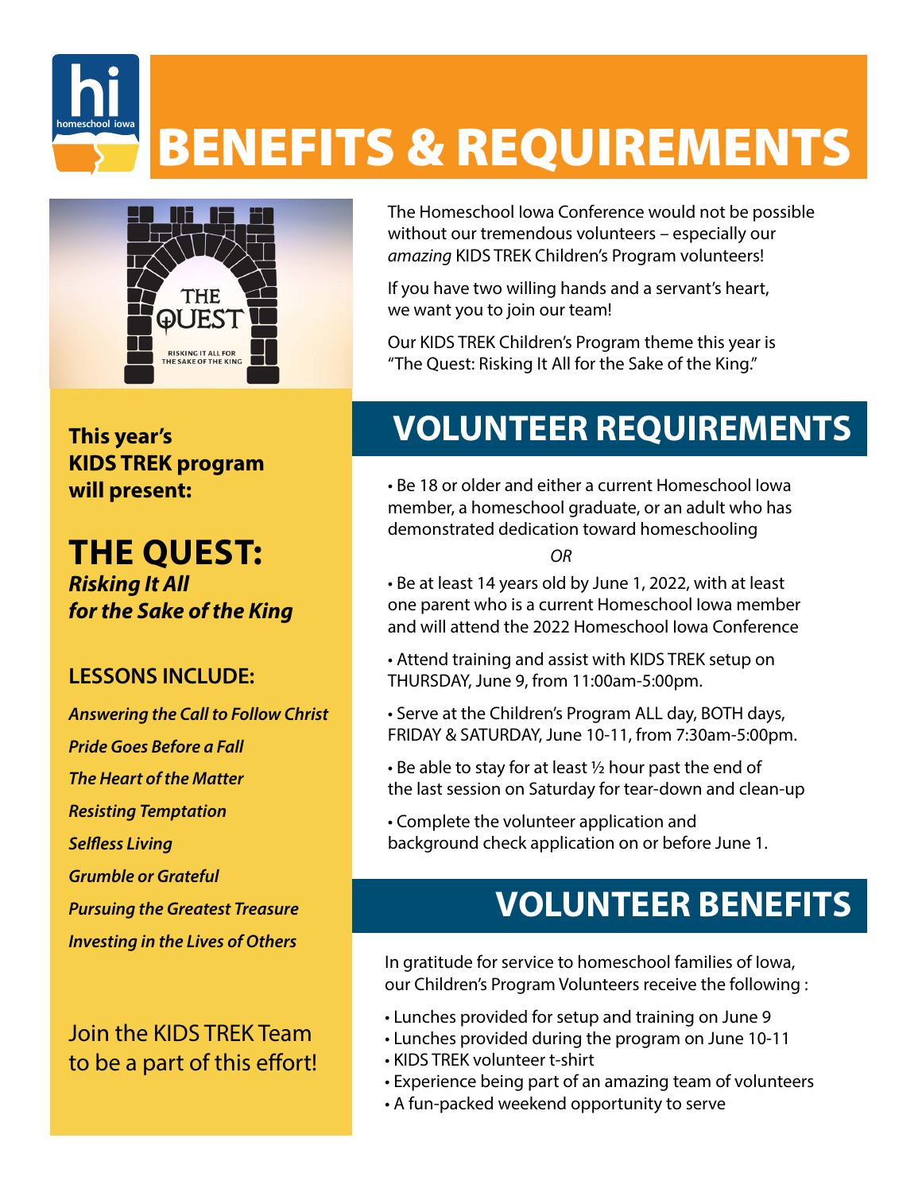# BENEFITS & REQUIREMENTS

The Homeschool Iowa Conference would not be possible without our tremendous volunteers – especially our *amazing* KIDS TREK Children's Program volunteers!

If you have two willing hands and a servant's heart, we want you to join our team!

Our KIDS TREK Children's Program theme this year is "The Quest: Risking It All for the Sake of the King."

**This year's KIDS TREK program will present:**

## THE QUEST:

***Risking It All for the Sake of the King***

### LESSONS INCLUDE:

***Answering the Call to Follow Christ***

***Pride Goes Before a Fall***

***The Heart of the Matter***

***Resisting Temptation***

***Selfless Living***

***Grumble or Grateful***

***Pursuing the Greatest Treasure***

***Investing in the Lives of Others***

Join the KIDS TREK Team to be a part of this effort!

## VOLUNTEER REQUIREMENTS

- Be 18 or older and either a current Homeschool Iowa member, a homeschool graduate, or an adult who has demonstrated dedication toward homeschooling

*OR*

- Be at least 14 years old by June 1, 2022, with at least one parent who is a current Homeschool Iowa member and will attend the 2022 Homeschool Iowa Conference
- Attend training and assist with KIDS TREK setup on THURSDAY, June 9, from 11:00am-5:00pm.
- Serve at the Children's Program ALL day, BOTH days, FRIDAY & SATURDAY, June 10-11, from 7:30am-5:00pm.
- Be able to stay for at least ½ hour past the end of the last session on Saturday for tear-down and clean-up
- Complete the volunteer application and background check application on or before June 1.

## VOLUNTEER BENEFITS

In gratitude for service to homeschool families of Iowa, our Children's Program Volunteers receive the following :

- Lunches provided for setup and training on June 9
- Lunches provided during the program on June 10-11
- KIDS TREK volunteer t-shirt
- Experience being part of an amazing team of volunteers
- A fun-packed weekend opportunity to serve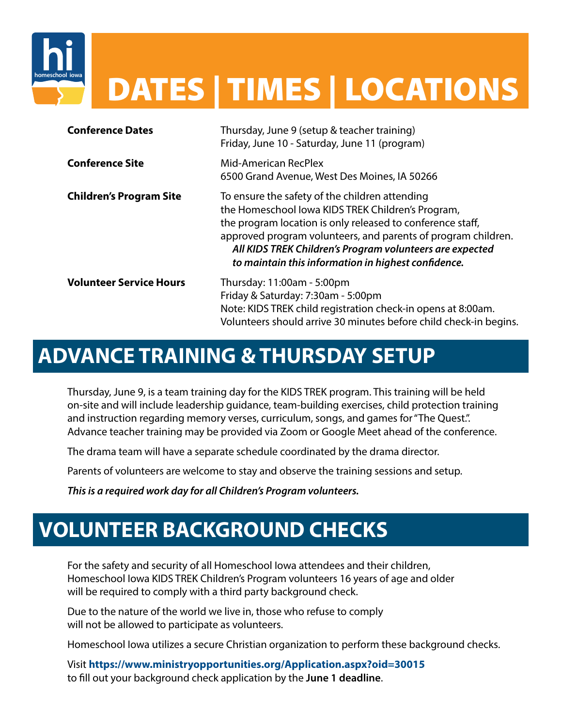# DATES | TIMES | LOCATIONS

| | |
|---|---|
| **Conference Dates** | Thursday, June 9 (setup & teacher training)<br>Friday, June 10 - Saturday, June 11 (program) |
| **Conference Site** | Mid-American RecPlex<br>6500 Grand Avenue, West Des Moines, IA 50266 |
| **Children's Program Site** | To ensure the safety of the children attending the Homeschool Iowa KIDS TREK Children's Program, the program location is only released to conference staff, approved program volunteers, and parents of program children. ***All KIDS TREK Children's Program volunteers are expected to maintain this information in highest confidence.*** |
| **Volunteer Service Hours** | Thursday: 11:00am - 5:00pm<br>Friday & Saturday: 7:30am - 5:00pm<br>Note: KIDS TREK child registration check-in opens at 8:00am.<br>Volunteers should arrive 30 minutes before child check-in begins. |

## ADVANCE TRAINING & THURSDAY SETUP

Thursday, June 9, is a team training day for the KIDS TREK program. This training will be held on-site and will include leadership guidance, team-building exercises, child protection training and instruction regarding memory verses, curriculum, songs, and games for "The Quest.". Advance teacher training may be provided via Zoom or Google Meet ahead of the conference.

The drama team will have a separate schedule coordinated by the drama director.

Parents of volunteers are welcome to stay and observe the training sessions and setup.

***This is a required work day for all Children's Program volunteers.***

## VOLUNTEER BACKGROUND CHECKS

For the safety and security of all Homeschool Iowa attendees and their children, Homeschool Iowa KIDS TREK Children's Program volunteers 16 years of age and older will be required to comply with a third party background check.

Due to the nature of the world we live in, those who refuse to comply will not be allowed to participate as volunteers.

Homeschool Iowa utilizes a secure Christian organization to perform these background checks.

Visit **https://www.ministryopportunities.org/Application.aspx?oid=30015** to fill out your background check application by the **June 1 deadline**.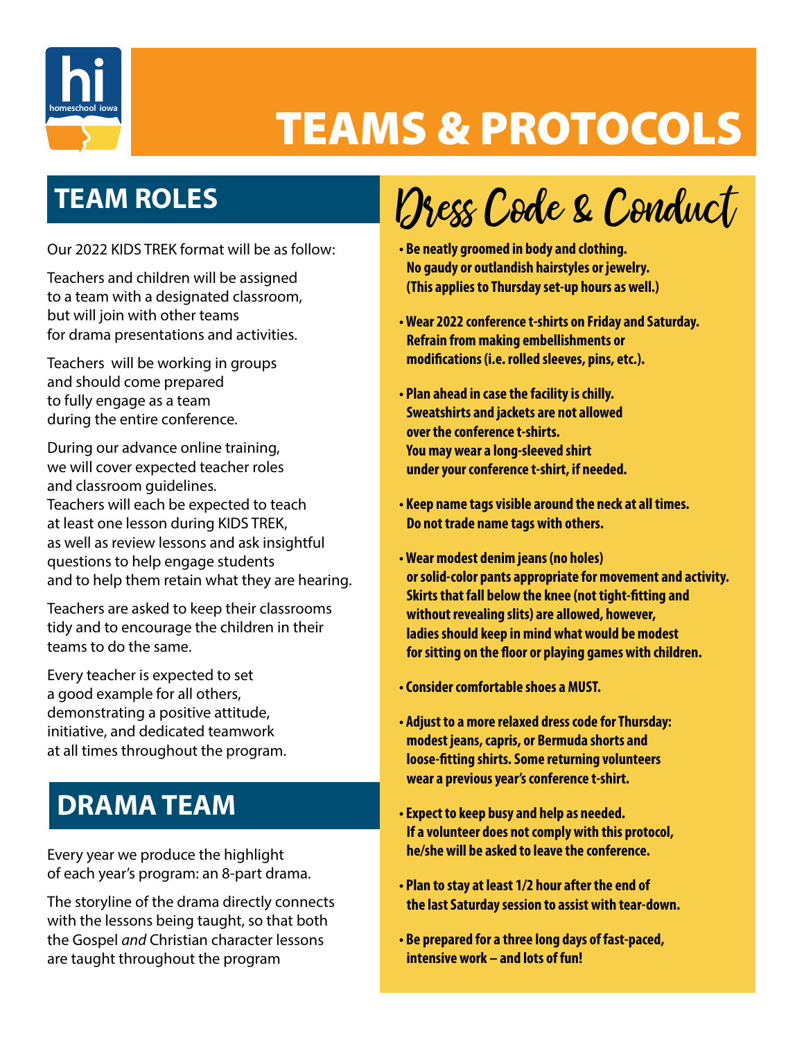# TEAMS & PROTOCOLS

## TEAM ROLES

Our 2022 KIDS TREK format will be as follow:

Teachers and children will be assigned to a team with a designated classroom, but will join with other teams for drama presentations and activities.

Teachers will be working in groups and should come prepared to fully engage as a team during the entire conference.

During our advance online training, we will cover expected teacher roles and classroom guidelines. Teachers will each be expected to teach at least one lesson during KIDS TREK, as well as review lessons and ask insightful questions to help engage students and to help them retain what they are hearing.

Teachers are asked to keep their classrooms tidy and to encourage the children in their teams to do the same.

Every teacher is expected to set a good example for all others, demonstrating a positive attitude, initiative, and dedicated teamwork at all times throughout the program.

## DRAMA TEAM

Every year we produce the highlight of each year's program: an 8-part drama.

The storyline of the drama directly connects with the lessons being taught, so that both the Gospel *and* Christian character lessons are taught throughout the program

## Dress Code & Conduct

- **Be neatly groomed in body and clothing. No gaudy or outlandish hairstyles or jewelry. (This applies to Thursday set-up hours as well.)**
- **Wear 2022 conference t-shirts on Friday and Saturday. Refrain from making embellishments or modifications (i.e. rolled sleeves, pins, etc.).**
- **Plan ahead in case the facility is chilly. Sweatshirts and jackets are not allowed over the conference t-shirts. You may wear a long-sleeved shirt under your conference t-shirt, if needed.**
- **Keep name tags visible around the neck at all times. Do not trade name tags with others.**
- **Wear modest denim jeans (no holes) or solid-color pants appropriate for movement and activity. Skirts that fall below the knee (not tight-fitting and without revealing slits) are allowed, however, ladies should keep in mind what would be modest for sitting on the floor or playing games with children.**
- **Consider comfortable shoes a MUST.**
- **Adjust to a more relaxed dress code for Thursday: modest jeans, capris, or Bermuda shorts and loose-fitting shirts. Some returning volunteers wear a previous year's conference t-shirt.**
- **Expect to keep busy and help as needed. If a volunteer does not comply with this protocol, he/she will be asked to leave the conference.**
- **Plan to stay at least 1/2 hour after the end of the last Saturday session to assist with tear-down.**
- **Be prepared for a three long days of fast-paced, intensive work – and lots of fun!**